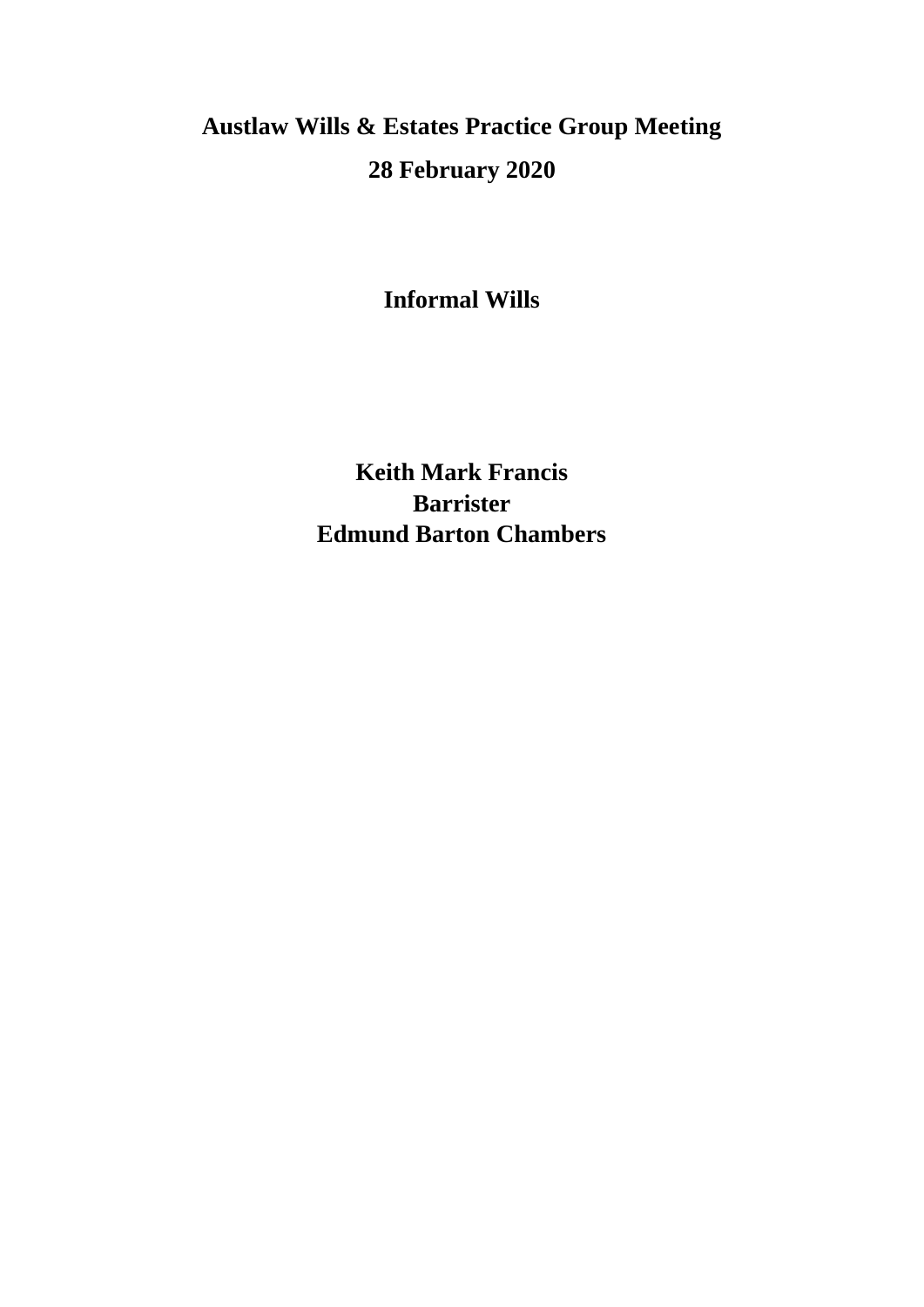# Austlaw Wills & Estates Practice Group Meeting

## 28 February 2020

## Informal Wills

**Keith Mark Francis**
**Barrister**
**Edmund Barton Chambers**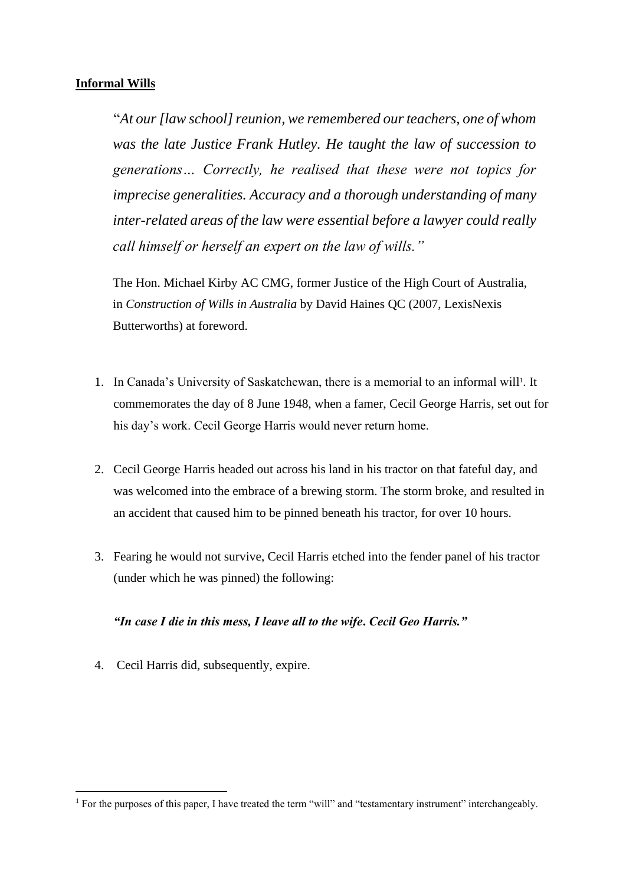**Informal Wills**

> "*At our [law school] reunion, we remembered our teachers, one of whom was the late Justice Frank Hutley. He taught the law of succession to generations… Correctly, he realised that these were not topics for imprecise generalities. Accuracy and a thorough understanding of many inter-related areas of the law were essential before a lawyer could really call himself or herself an expert on the law of wills."*
>
> The Hon. Michael Kirby AC CMG, former Justice of the High Court of Australia, in *Construction of Wills in Australia* by David Haines QC (2007, LexisNexis Butterworths) at foreword.

1. In Canada's University of Saskatchewan, there is a memorial to an informal will[1]. It commemorates the day of 8 June 1948, when a famer, Cecil George Harris, set out for his day's work. Cecil George Harris would never return home.

2. Cecil George Harris headed out across his land in his tractor on that fateful day, and was welcomed into the embrace of a brewing storm. The storm broke, and resulted in an accident that caused him to be pinned beneath his tractor, for over 10 hours.

3. Fearing he would not survive, Cecil Harris etched into the fender panel of his tractor (under which he was pinned) the following:

   ***"In case I die in this mess, I leave all to the wife. Cecil Geo Harris."***

4. Cecil Harris did, subsequently, expire.

[1] For the purposes of this paper, I have treated the term "will" and "testamentary instrument" interchangeably.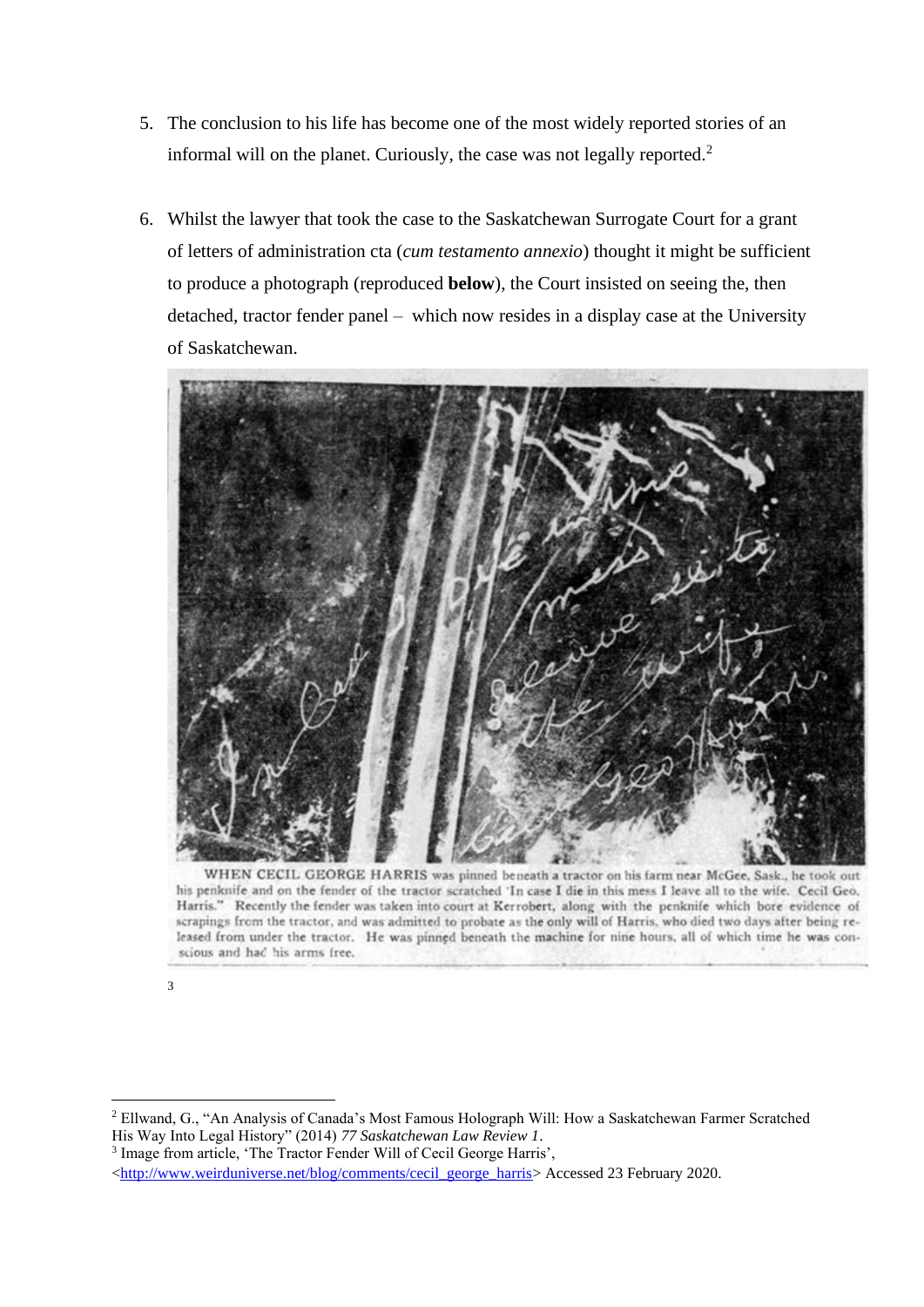5. The conclusion to his life has become one of the most widely reported stories of an informal will on the planet. Curiously, the case was not legally reported.[2]

6. Whilst the lawyer that took the case to the Saskatchewan Surrogate Court for a grant of letters of administration cta (*cum testamento annexio*) thought it might be sufficient to produce a photograph (reproduced **below**), the Court insisted on seeing the, then detached, tractor fender panel – which now resides in a display case at the University of Saskatchewan.

WHEN CECIL GEORGE HARRIS was pinned beneath a tractor on his farm near McGee, Sask., he took out his penknife and on the fender of the tractor scratched 'In case I die in this mess I leave all to the wife. Cecil Geo. Harris." Recently the fender was taken into court at Kerrobert, along with the penknife which bore evidence of scrapings from the tractor, and was admitted to probate as the only will of Harris, who died two days after being released from under the tractor. He was pinned beneath the machine for nine hours, all of which time he was conscious and had his arms free.

[3]

---

[2] Ellwand, G., "An Analysis of Canada's Most Famous Holograph Will: How a Saskatchewan Farmer Scratched His Way Into Legal History" (2014) *77 Saskatchewan Law Review 1*.

[3] Image from article, 'The Tractor Fender Will of Cecil George Harris', <http://www.weirduniverse.net/blog/comments/cecil_george_harris> Accessed 23 February 2020.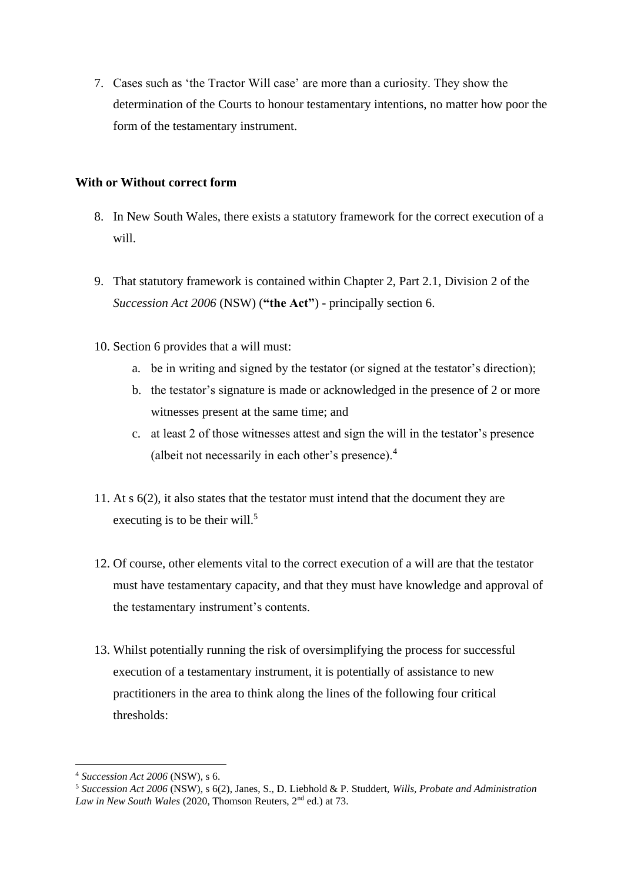7. Cases such as 'the Tractor Will case' are more than a curiosity. They show the determination of the Courts to honour testamentary intentions, no matter how poor the form of the testamentary instrument.

**With or Without correct form**

8. In New South Wales, there exists a statutory framework for the correct execution of a will.

9. That statutory framework is contained within Chapter 2, Part 2.1, Division 2 of the *Succession Act 2006* (NSW) (**"the Act"**) - principally section 6.

10. Section 6 provides that a will must:
    a. be in writing and signed by the testator (or signed at the testator's direction);
    b. the testator's signature is made or acknowledged in the presence of 2 or more witnesses present at the same time; and
    c. at least 2 of those witnesses attest and sign the will in the testator's presence (albeit not necessarily in each other's presence).[4]

11. At s 6(2), it also states that the testator must intend that the document they are executing is to be their will.[5]

12. Of course, other elements vital to the correct execution of a will are that the testator must have testamentary capacity, and that they must have knowledge and approval of the testamentary instrument's contents.

13. Whilst potentially running the risk of oversimplifying the process for successful execution of a testamentary instrument, it is potentially of assistance to new practitioners in the area to think along the lines of the following four critical thresholds:

---

[4] *Succession Act 2006* (NSW), s 6.

[5] *Succession Act 2006* (NSW), s 6(2), Janes, S., D. Liebhold & P. Studdert, *Wills, Probate and Administration Law in New South Wales* (2020, Thomson Reuters, 2nd ed.) at 73.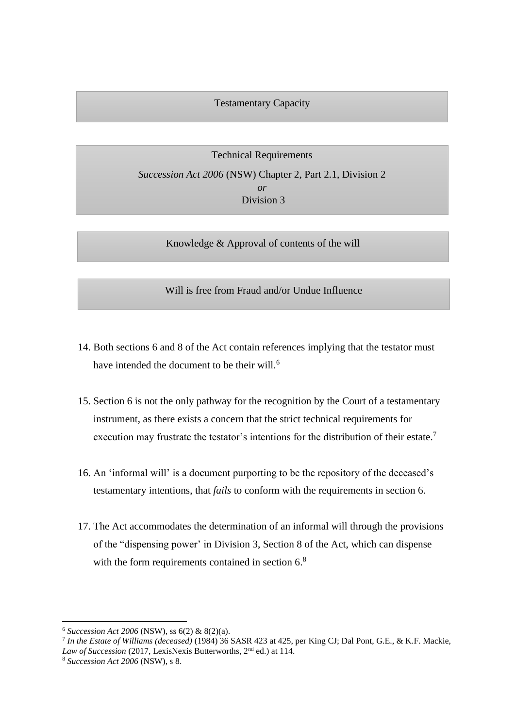Testamentary Capacity

Technical Requirements

*Succession Act 2006* (NSW) Chapter 2, Part 2.1, Division 2
*or*
Division 3

Knowledge & Approval of contents of the will

Will is free from Fraud and/or Undue Influence

14. Both sections 6 and 8 of the Act contain references implying that the testator must have intended the document to be their will.[6]

15. Section 6 is not the only pathway for the recognition by the Court of a testamentary instrument, as there exists a concern that the strict technical requirements for execution may frustrate the testator's intentions for the distribution of their estate.[7]

16. An 'informal will' is a document purporting to be the repository of the deceased's testamentary intentions, that *fails* to conform with the requirements in section 6.

17. The Act accommodates the determination of an informal will through the provisions of the "dispensing power' in Division 3, Section 8 of the Act, which can dispense with the form requirements contained in section 6.[8]

---

[6] *Succession Act 2006* (NSW), ss 6(2) & 8(2)(a).
[7] *In the Estate of Williams (deceased)* (1984) 36 SASR 423 at 425, per King CJ; Dal Pont, G.E., & K.F. Mackie, *Law of Succession* (2017, LexisNexis Butterworths, 2nd ed.) at 114.
[8] *Succession Act 2006* (NSW), s 8.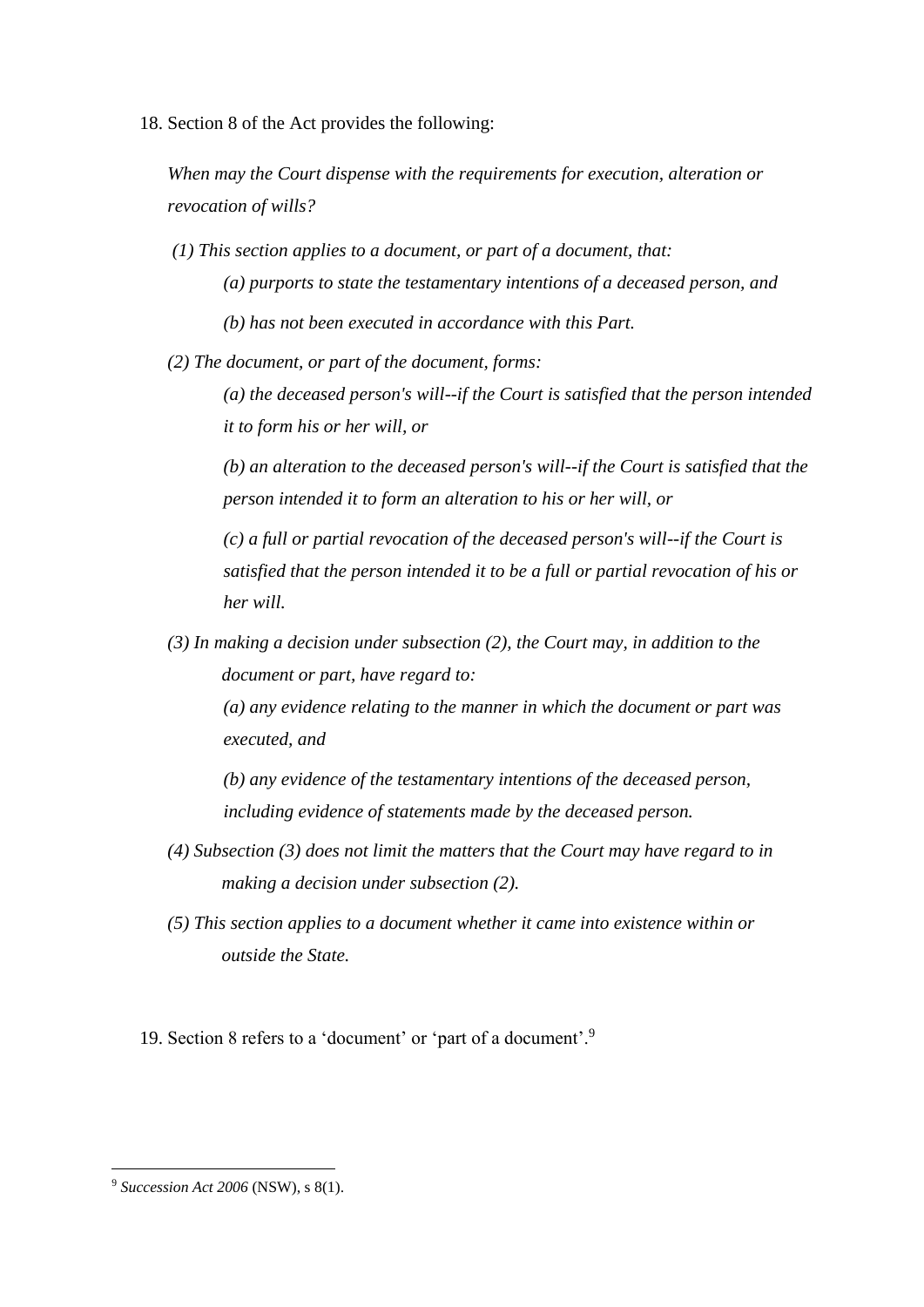18. Section 8 of the Act provides the following:

> *When may the Court dispense with the requirements for execution, alteration or revocation of wills?*
>
> *(1) This section applies to a document, or part of a document, that:*
>
> > *(a) purports to state the testamentary intentions of a deceased person, and*
> >
> > *(b) has not been executed in accordance with this Part.*
>
> *(2) The document, or part of the document, forms:*
>
> > *(a) the deceased person's will--if the Court is satisfied that the person intended it to form his or her will, or*
> >
> > *(b) an alteration to the deceased person's will--if the Court is satisfied that the person intended it to form an alteration to his or her will, or*
> >
> > *(c) a full or partial revocation of the deceased person's will--if the Court is satisfied that the person intended it to be a full or partial revocation of his or her will.*
>
> *(3) In making a decision under subsection (2), the Court may, in addition to the document or part, have regard to:*
>
> > *(a) any evidence relating to the manner in which the document or part was executed, and*
> >
> > *(b) any evidence of the testamentary intentions of the deceased person, including evidence of statements made by the deceased person.*
>
> *(4) Subsection (3) does not limit the matters that the Court may have regard to in making a decision under subsection (2).*
>
> *(5) This section applies to a document whether it came into existence within or outside the State.*

19. Section 8 refers to a 'document' or 'part of a document'.[9]

---

[9] *Succession Act 2006* (NSW), s 8(1).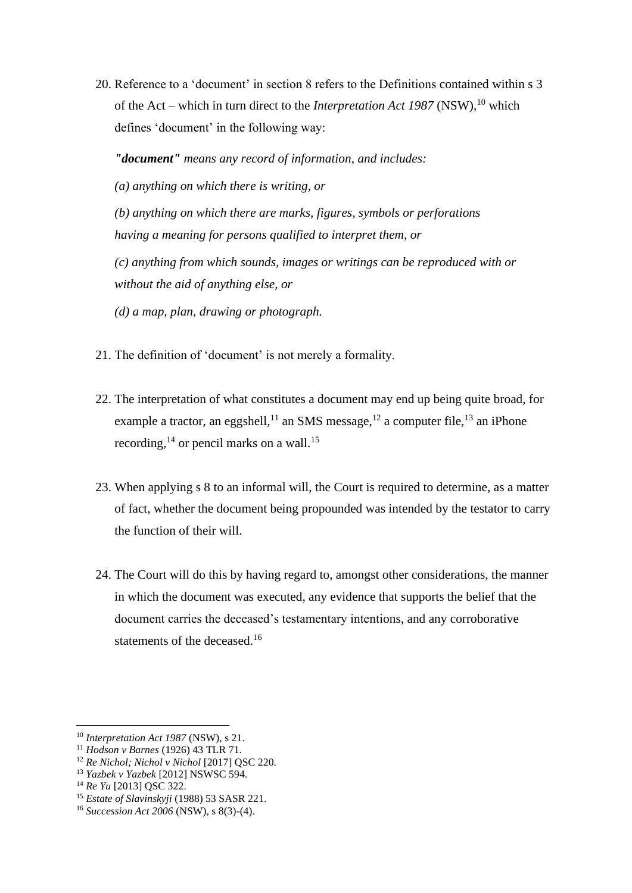20. Reference to a 'document' in section 8 refers to the Definitions contained within s 3 of the Act – which in turn direct to the *Interpretation Act 1987* (NSW),[10] which defines 'document' in the following way:

    ***"document"** means any record of information, and includes:*

    *(a) anything on which there is writing, or*

    *(b) anything on which there are marks, figures, symbols or perforations having a meaning for persons qualified to interpret them, or*

    *(c) anything from which sounds, images or writings can be reproduced with or without the aid of anything else, or*

    *(d) a map, plan, drawing or photograph.*

21. The definition of 'document' is not merely a formality.

22. The interpretation of what constitutes a document may end up being quite broad, for example a tractor, an eggshell,[11] an SMS message,[12] a computer file,[13] an iPhone recording,[14] or pencil marks on a wall.[15]

23. When applying s 8 to an informal will, the Court is required to determine, as a matter of fact, whether the document being propounded was intended by the testator to carry the function of their will.

24. The Court will do this by having regard to, amongst other considerations, the manner in which the document was executed, any evidence that supports the belief that the document carries the deceased's testamentary intentions, and any corroborative statements of the deceased.[16]

---

[10] *Interpretation Act 1987* (NSW), s 21.
[11] *Hodson v Barnes* (1926) 43 TLR 71.
[12] *Re Nichol; Nichol v Nichol* [2017] QSC 220.
[13] *Yazbek v Yazbek* [2012] NSWSC 594.
[14] *Re Yu* [2013] QSC 322.
[15] *Estate of Slavinskyji* (1988) 53 SASR 221.
[16] *Succession Act 2006* (NSW), s 8(3)-(4).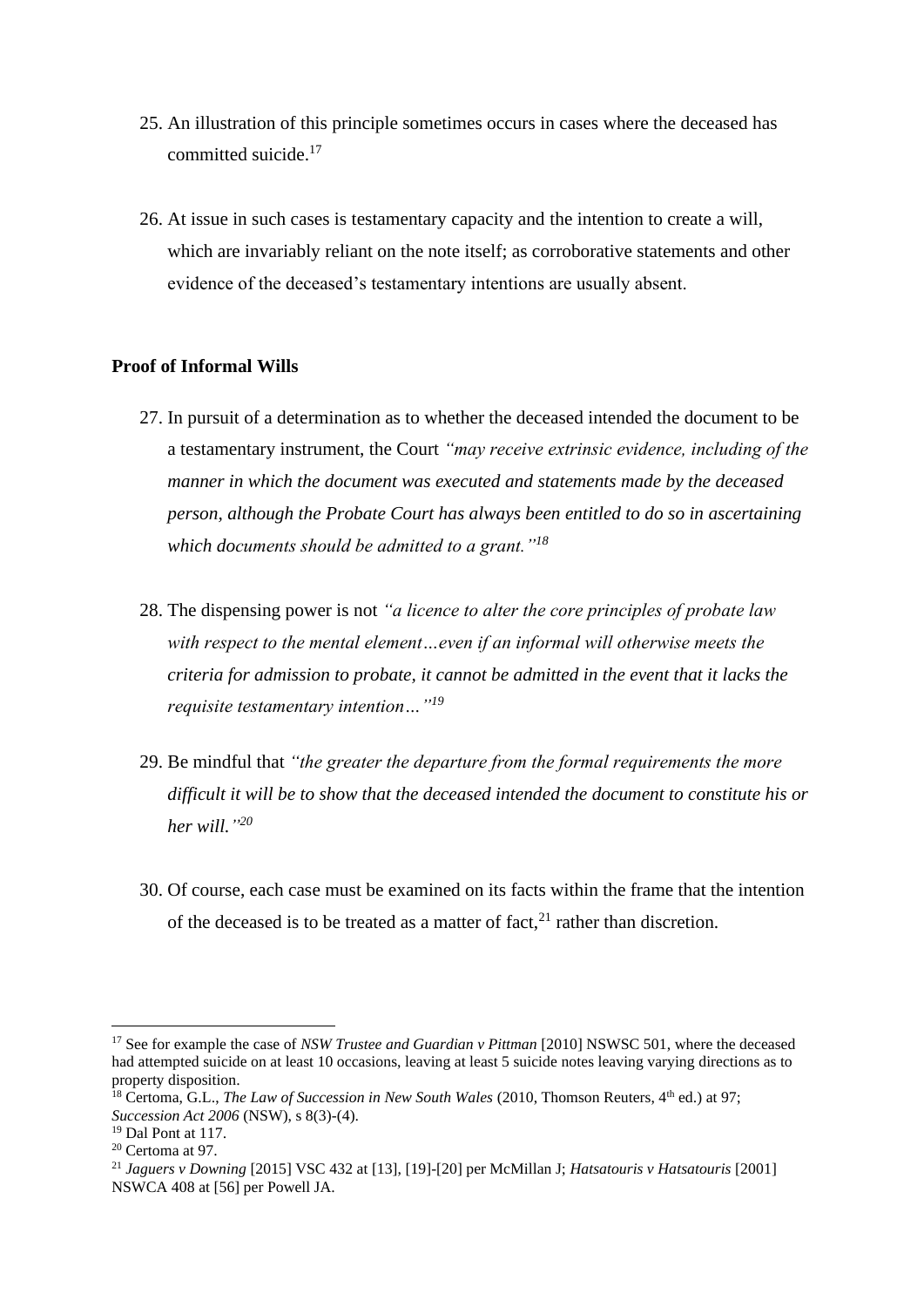25. An illustration of this principle sometimes occurs in cases where the deceased has committed suicide.[17]

26. At issue in such cases is testamentary capacity and the intention to create a will, which are invariably reliant on the note itself; as corroborative statements and other evidence of the deceased's testamentary intentions are usually absent.

**Proof of Informal Wills**

27. In pursuit of a determination as to whether the deceased intended the document to be a testamentary instrument, the Court *"may receive extrinsic evidence, including of the manner in which the document was executed and statements made by the deceased person, although the Probate Court has always been entitled to do so in ascertaining which documents should be admitted to a grant."*[18]

28. The dispensing power is not *"a licence to alter the core principles of probate law with respect to the mental element…even if an informal will otherwise meets the criteria for admission to probate, it cannot be admitted in the event that it lacks the requisite testamentary intention…"*[19]

29. Be mindful that *"the greater the departure from the formal requirements the more difficult it will be to show that the deceased intended the document to constitute his or her will."*[20]

30. Of course, each case must be examined on its facts within the frame that the intention of the deceased is to be treated as a matter of fact,[21] rather than discretion.

---

[17] See for example the case of *NSW Trustee and Guardian v Pittman* [2010] NSWSC 501, where the deceased had attempted suicide on at least 10 occasions, leaving at least 5 suicide notes leaving varying directions as to property disposition.

[18] Certoma, G.L., *The Law of Succession in New South Wales* (2010, Thomson Reuters, 4th ed.) at 97; *Succession Act 2006* (NSW), s 8(3)-(4).

[19] Dal Pont at 117.

[20] Certoma at 97.

[21] *Jaguers v Downing* [2015] VSC 432 at [13], [19]-[20] per McMillan J; *Hatsatouris v Hatsatouris* [2001] NSWCA 408 at [56] per Powell JA.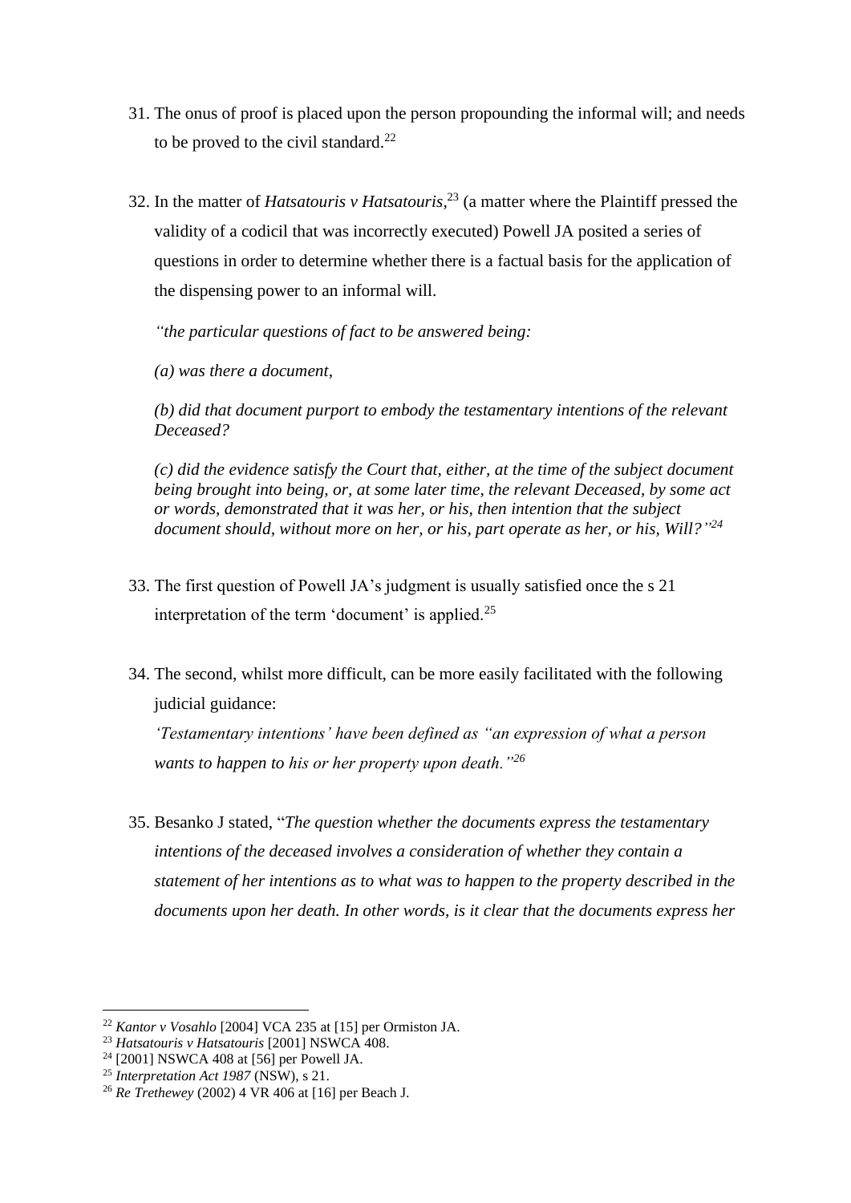31. The onus of proof is placed upon the person propounding the informal will; and needs to be proved to the civil standard.[22]

32. In the matter of *Hatsatouris v Hatsatouris*,[23] (a matter where the Plaintiff pressed the validity of a codicil that was incorrectly executed) Powell JA posited a series of questions in order to determine whether there is a factual basis for the application of the dispensing power to an informal will.

    *"the particular questions of fact to be answered being:*

    *(a) was there a document,*

    *(b) did that document purport to embody the testamentary intentions of the relevant Deceased?*

    *(c) did the evidence satisfy the Court that, either, at the time of the subject document being brought into being, or, at some later time, the relevant Deceased, by some act or words, demonstrated that it was her, or his, then intention that the subject document should, without more on her, or his, part operate as her, or his, Will?"*[24]

33. The first question of Powell JA's judgment is usually satisfied once the s 21 interpretation of the term 'document' is applied.[25]

34. The second, whilst more difficult, can be more easily facilitated with the following judicial guidance:

    *'Testamentary intentions' have been defined as "an expression of what a person wants to happen to his or her property upon death."*[26]

35. Besanko J stated, "*The question whether the documents express the testamentary intentions of the deceased involves a consideration of whether they contain a statement of her intentions as to what was to happen to the property described in the documents upon her death. In other words, is it clear that the documents express her*

---

[22] *Kantor v Vosahlo* [2004] VCA 235 at [15] per Ormiston JA.

[23] *Hatsatouris v Hatsatouris* [2001] NSWCA 408.

[24] [2001] NSWCA 408 at [56] per Powell JA.

[25] *Interpretation Act 1987* (NSW), s 21.

[26] *Re Trethewey* (2002) 4 VR 406 at [16] per Beach J.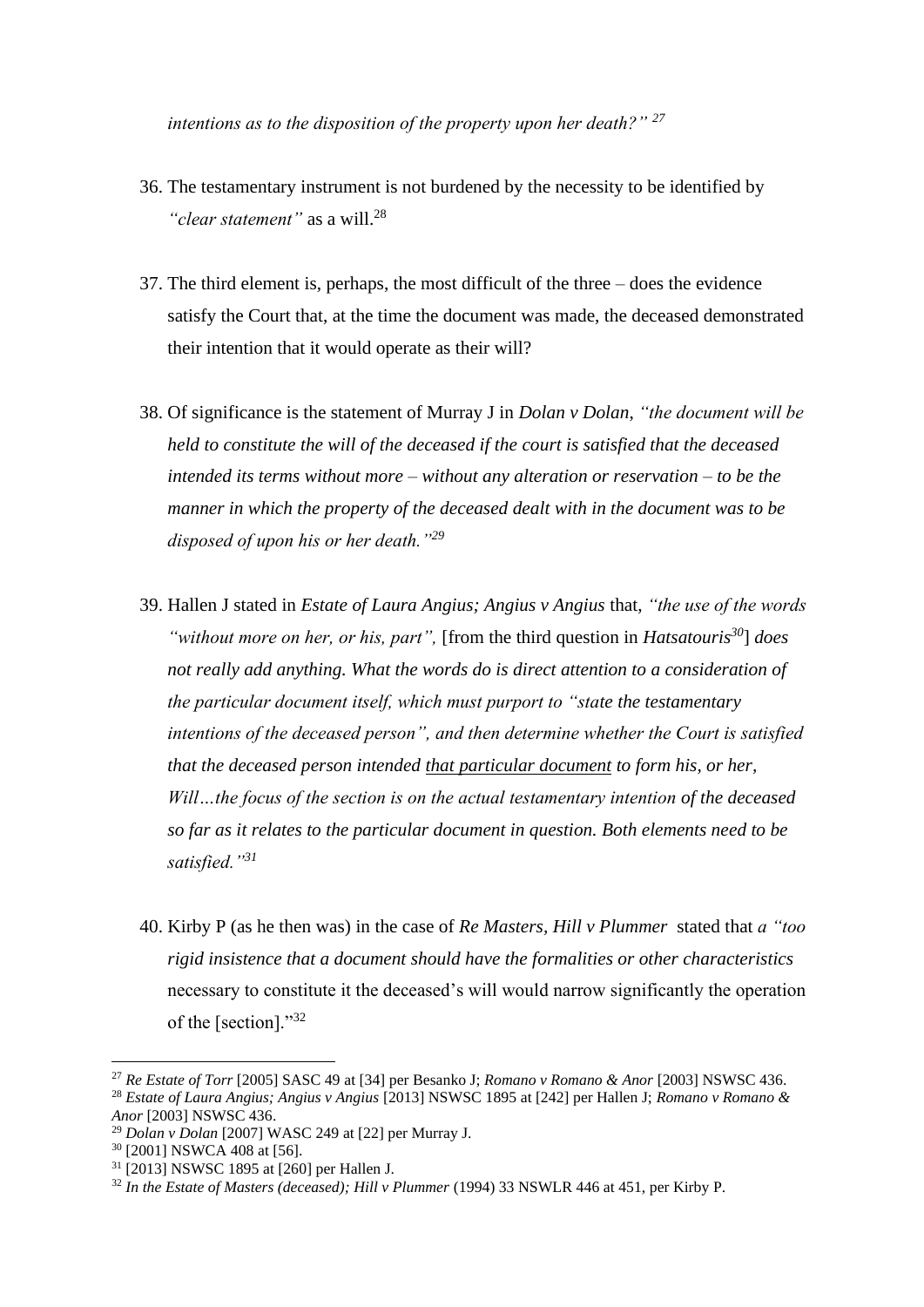*intentions as to the disposition of the property upon her death?"* [27]

36. The testamentary instrument is not burdened by the necessity to be identified by *"clear statement"* as a will.[28]

37. The third element is, perhaps, the most difficult of the three – does the evidence satisfy the Court that, at the time the document was made, the deceased demonstrated their intention that it would operate as their will?

38. Of significance is the statement of Murray J in *Dolan v Dolan*, *"the document will be held to constitute the will of the deceased if the court is satisfied that the deceased intended its terms without more – without any alteration or reservation – to be the manner in which the property of the deceased dealt with in the document was to be disposed of upon his or her death."*[29]

39. Hallen J stated in *Estate of Laura Angius; Angius v Angius* that, *"the use of the words "without more on her, or his, part",* [from the third question in *Hatsatouris*[30]] *does not really add anything. What the words do is direct attention to a consideration of the particular document itself, which must purport to "state the testamentary intentions of the deceased person", and then determine whether the Court is satisfied that the deceased person intended <u>that particular document</u> to form his, or her, Will…the focus of the section is on the actual testamentary intention of the deceased so far as it relates to the particular document in question. Both elements need to be satisfied."*[31]

40. Kirby P (as he then was) in the case of *Re Masters, Hill v Plummer* stated that *a "too rigid insistence that a document should have the formalities or other characteristics* necessary to constitute it the deceased's will would narrow significantly the operation of the [section]."[32]

---

[27] *Re Estate of Torr* [2005] SASC 49 at [34] per Besanko J; *Romano v Romano & Anor* [2003] NSWSC 436.

[28] *Estate of Laura Angius; Angius v Angius* [2013] NSWSC 1895 at [242] per Hallen J; *Romano v Romano & Anor* [2003] NSWSC 436.

[29] *Dolan v Dolan* [2007] WASC 249 at [22] per Murray J.

[30] [2001] NSWCA 408 at [56].

[31] [2013] NSWSC 1895 at [260] per Hallen J.

[32] *In the Estate of Masters (deceased); Hill v Plummer* (1994) 33 NSWLR 446 at 451, per Kirby P.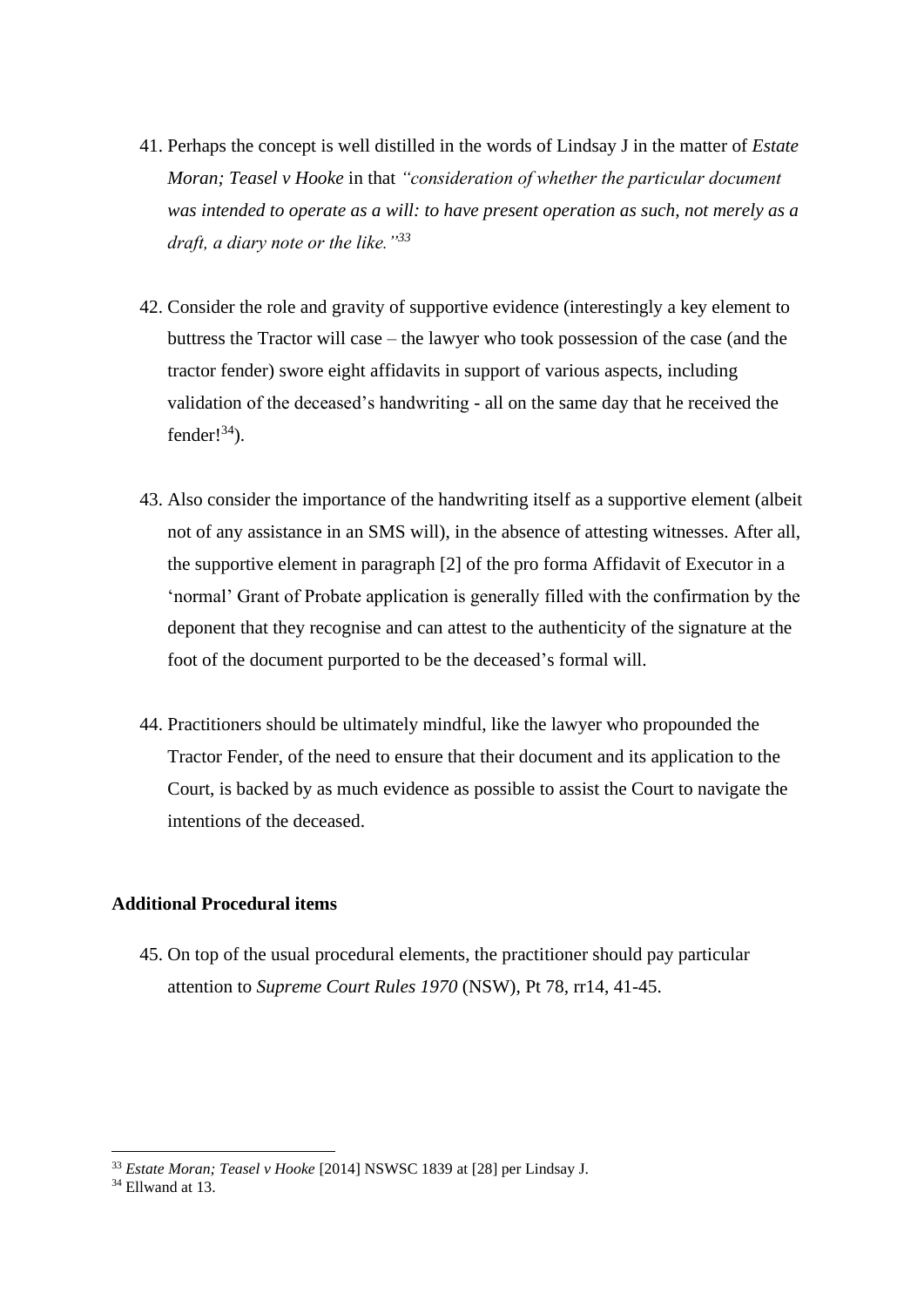41. Perhaps the concept is well distilled in the words of Lindsay J in the matter of *Estate Moran; Teasel v Hooke* in that *"consideration of whether the particular document was intended to operate as a will: to have present operation as such, not merely as a draft, a diary note or the like."*[33]

42. Consider the role and gravity of supportive evidence (interestingly a key element to buttress the Tractor will case – the lawyer who took possession of the case (and the tractor fender) swore eight affidavits in support of various aspects, including validation of the deceased's handwriting - all on the same day that he received the fender![34]).

43. Also consider the importance of the handwriting itself as a supportive element (albeit not of any assistance in an SMS will), in the absence of attesting witnesses. After all, the supportive element in paragraph [2] of the pro forma Affidavit of Executor in a 'normal' Grant of Probate application is generally filled with the confirmation by the deponent that they recognise and can attest to the authenticity of the signature at the foot of the document purported to be the deceased's formal will.

44. Practitioners should be ultimately mindful, like the lawyer who propounded the Tractor Fender, of the need to ensure that their document and its application to the Court, is backed by as much evidence as possible to assist the Court to navigate the intentions of the deceased.

**Additional Procedural items**

45. On top of the usual procedural elements, the practitioner should pay particular attention to *Supreme Court Rules 1970* (NSW), Pt 78, rr14, 41-45.

---

[33] *Estate Moran; Teasel v Hooke* [2014] NSWSC 1839 at [28] per Lindsay J.

[34] Ellwand at 13.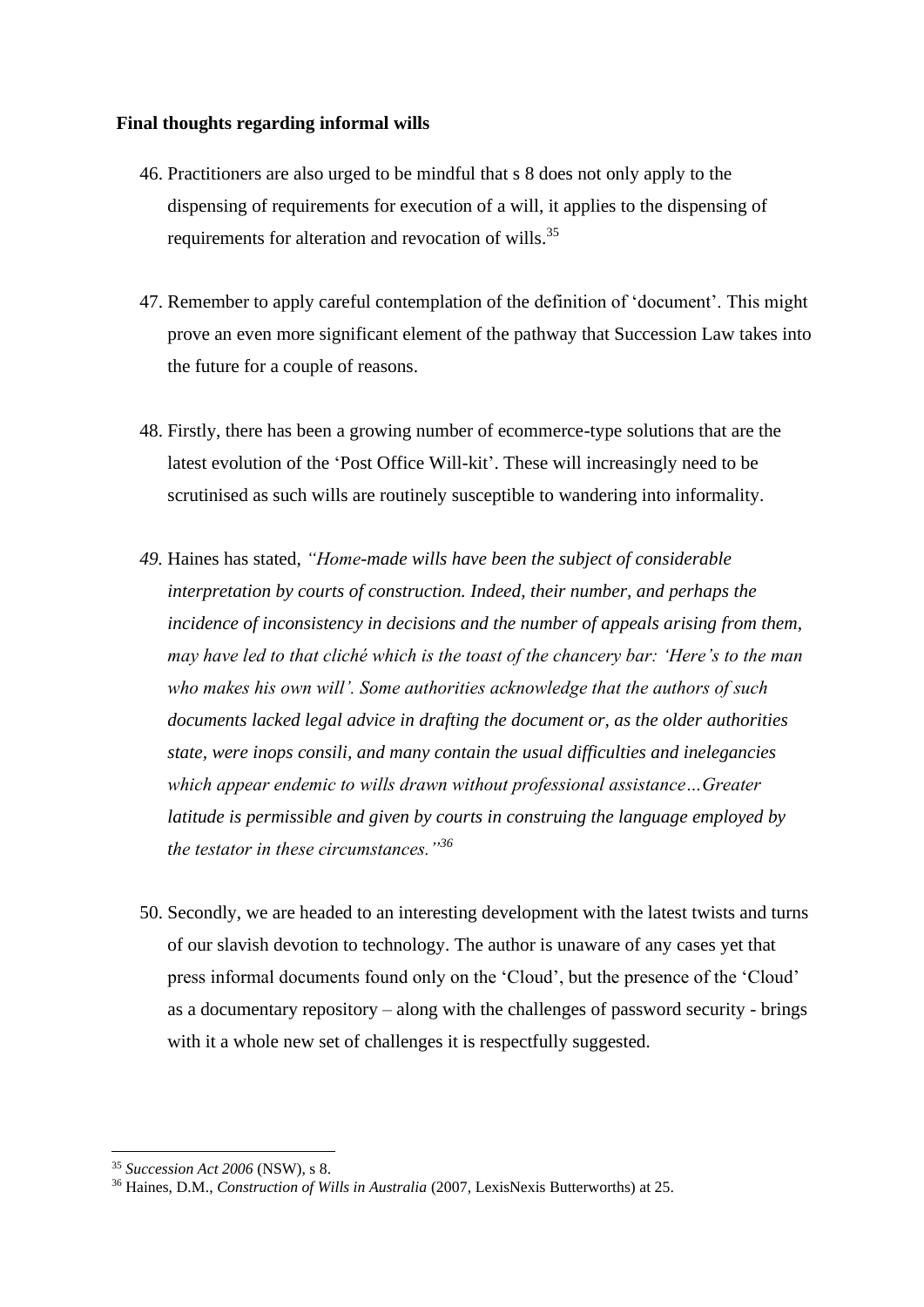**Final thoughts regarding informal wills**

46. Practitioners are also urged to be mindful that s 8 does not only apply to the dispensing of requirements for execution of a will, it applies to the dispensing of requirements for alteration and revocation of wills.[35]

47. Remember to apply careful contemplation of the definition of 'document'. This might prove an even more significant element of the pathway that Succession Law takes into the future for a couple of reasons.

48. Firstly, there has been a growing number of ecommerce-type solutions that are the latest evolution of the 'Post Office Will-kit'. These will increasingly need to be scrutinised as such wills are routinely susceptible to wandering into informality.

49. Haines has stated, *"Home-made wills have been the subject of considerable interpretation by courts of construction. Indeed, their number, and perhaps the incidence of inconsistency in decisions and the number of appeals arising from them, may have led to that cliché which is the toast of the chancery bar: 'Here's to the man who makes his own will'. Some authorities acknowledge that the authors of such documents lacked legal advice in drafting the document or, as the older authorities state, were inops consili, and many contain the usual difficulties and inelegancies which appear endemic to wills drawn without professional assistance…Greater latitude is permissible and given by courts in construing the language employed by the testator in these circumstances."*[36]

50. Secondly, we are headed to an interesting development with the latest twists and turns of our slavish devotion to technology. The author is unaware of any cases yet that press informal documents found only on the 'Cloud', but the presence of the 'Cloud' as a documentary repository – along with the challenges of password security - brings with it a whole new set of challenges it is respectfully suggested.

---

[35] *Succession Act 2006* (NSW), s 8.

[36] Haines, D.M., *Construction of Wills in Australia* (2007, LexisNexis Butterworths) at 25.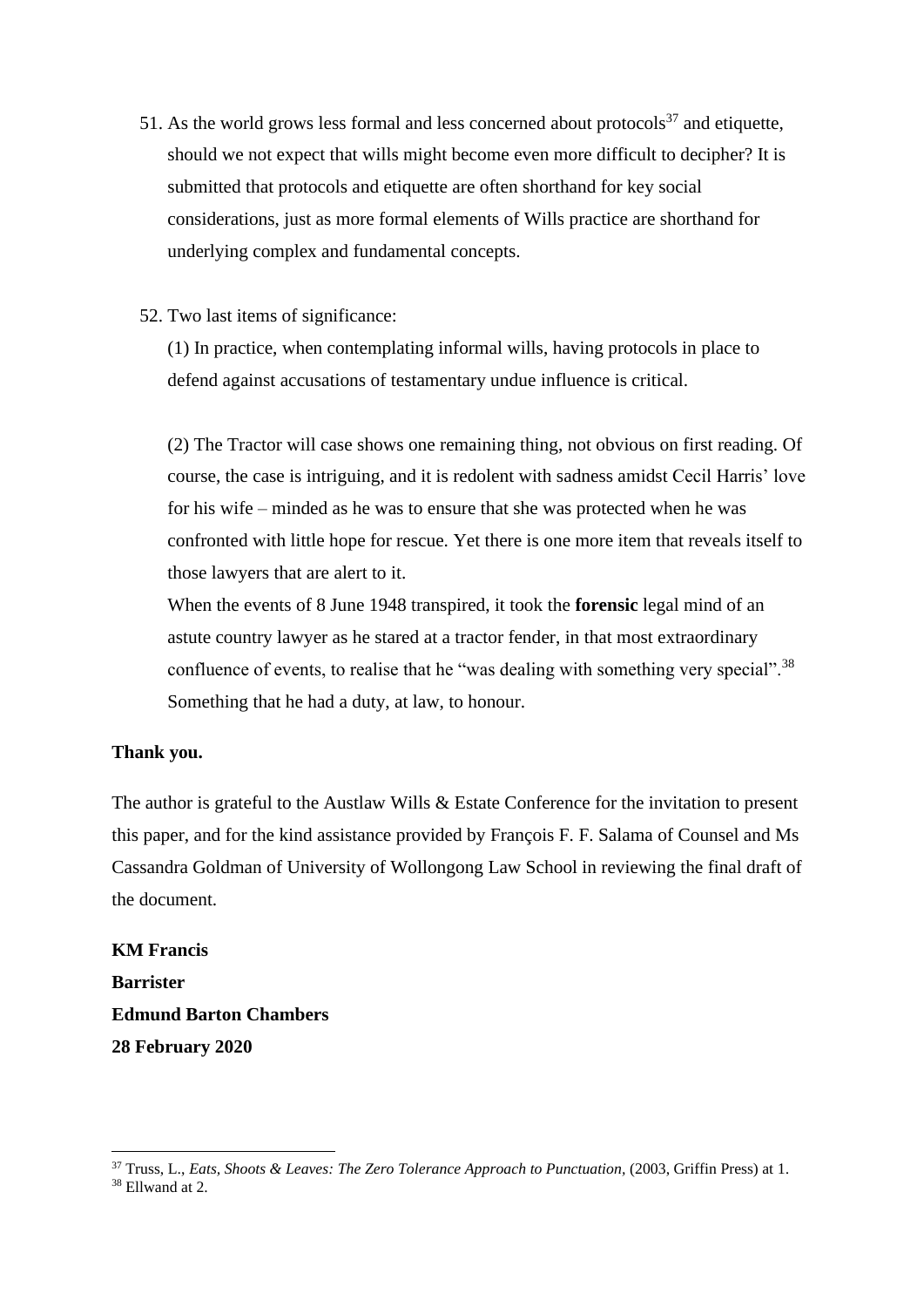51. As the world grows less formal and less concerned about protocols[37] and etiquette, should we not expect that wills might become even more difficult to decipher? It is submitted that protocols and etiquette are often shorthand for key social considerations, just as more formal elements of Wills practice are shorthand for underlying complex and fundamental concepts.

52. Two last items of significance:

    (1) In practice, when contemplating informal wills, having protocols in place to defend against accusations of testamentary undue influence is critical.

    (2) The Tractor will case shows one remaining thing, not obvious on first reading. Of course, the case is intriguing, and it is redolent with sadness amidst Cecil Harris' love for his wife – minded as he was to ensure that she was protected when he was confronted with little hope for rescue. Yet there is one more item that reveals itself to those lawyers that are alert to it.

    When the events of 8 June 1948 transpired, it took the **forensic** legal mind of an astute country lawyer as he stared at a tractor fender, in that most extraordinary confluence of events, to realise that he "was dealing with something very special".[38] Something that he had a duty, at law, to honour.

**Thank you.**

The author is grateful to the Austlaw Wills & Estate Conference for the invitation to present this paper, and for the kind assistance provided by François F. F. Salama of Counsel and Ms Cassandra Goldman of University of Wollongong Law School in reviewing the final draft of the document.

**KM Francis**
**Barrister**
**Edmund Barton Chambers**
**28 February 2020**

---

[37] Truss, L., *Eats, Shoots & Leaves: The Zero Tolerance Approach to Punctuation,* (2003, Griffin Press) at 1.
[38] Ellwand at 2.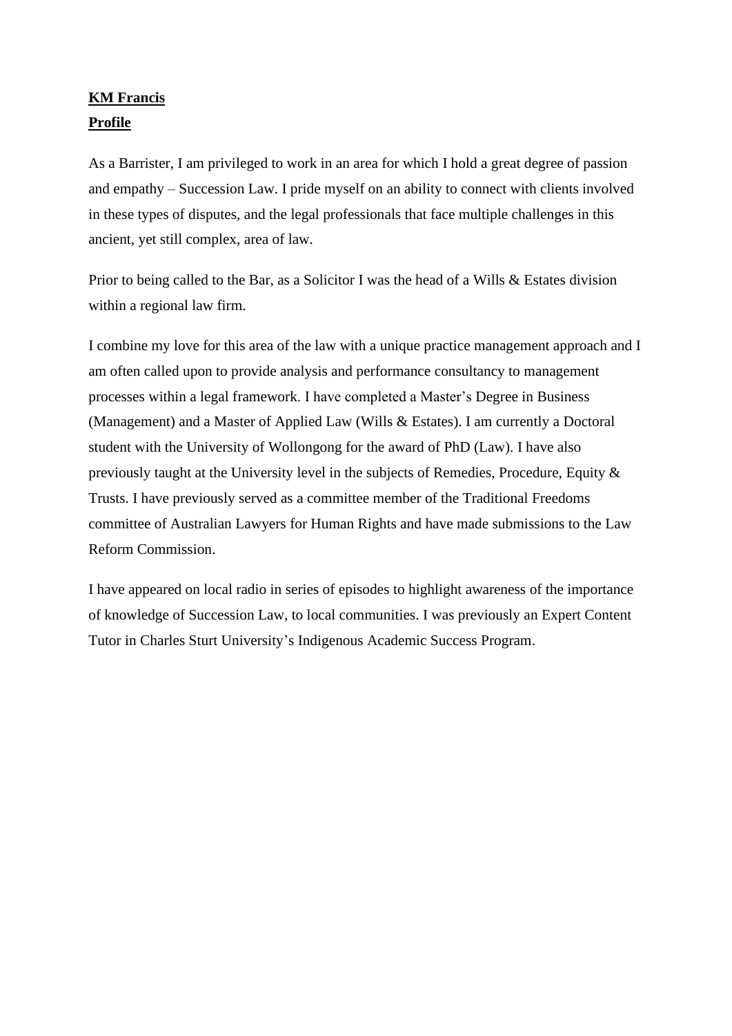**KM Francis**

**Profile**

As a Barrister, I am privileged to work in an area for which I hold a great degree of passion and empathy – Succession Law. I pride myself on an ability to connect with clients involved in these types of disputes, and the legal professionals that face multiple challenges in this ancient, yet still complex, area of law.

Prior to being called to the Bar, as a Solicitor I was the head of a Wills & Estates division within a regional law firm.

I combine my love for this area of the law with a unique practice management approach and I am often called upon to provide analysis and performance consultancy to management processes within a legal framework. I have completed a Master's Degree in Business (Management) and a Master of Applied Law (Wills & Estates). I am currently a Doctoral student with the University of Wollongong for the award of PhD (Law). I have also previously taught at the University level in the subjects of Remedies, Procedure, Equity & Trusts. I have previously served as a committee member of the Traditional Freedoms committee of Australian Lawyers for Human Rights and have made submissions to the Law Reform Commission.

I have appeared on local radio in series of episodes to highlight awareness of the importance of knowledge of Succession Law, to local communities. I was previously an Expert Content Tutor in Charles Sturt University's Indigenous Academic Success Program.